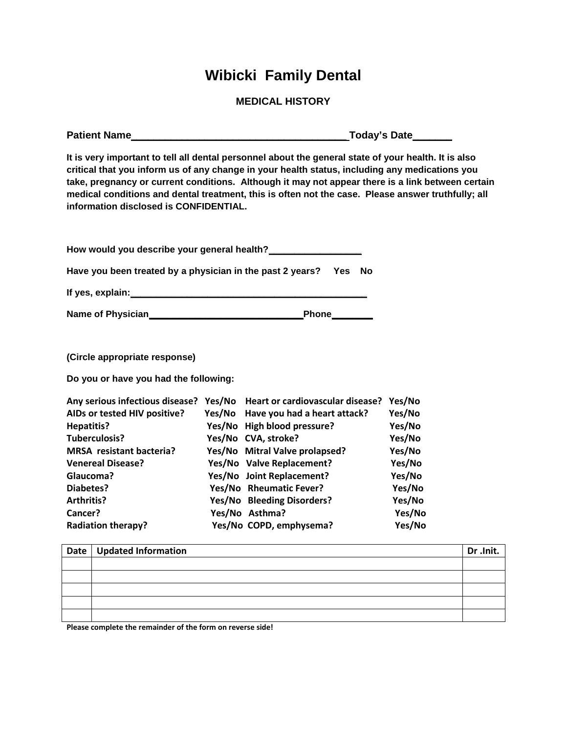# Wibicki Family Dental

## MEDICAL HISTORY

**Patient Name**\_\_\_\_\_\_\_\_\_\_\_\_\_\_\_\_\_\_\_\_\_\_\_\_\_\_\_\_\_\_\_\_\_\_\_\_\_\_**Today's Date**\_\_\_\_\_\_\_

**It is very important to tell all dental personnel about the general state of your health. It is also critical that you inform us of any change in your health status, including any medications you take, pregnancy or current conditions. Although it may not appear there is a link between certain medical conditions and dental treatment, this is often not the case. Please answer truthfully; all information disclosed is CONFIDENTIAL.**

**How would you describe your general health?**\_\_\_\_\_\_\_\_\_\_\_\_\_\_\_\_\_\_

**Have you been treated by a physician in the past 2 years? Yes No**

**If yes, explain:**\_\_\_\_\_\_\_\_\_\_\_\_\_\_\_\_\_\_\_\_\_\_\_\_\_\_\_\_\_\_\_\_\_\_\_\_\_\_\_\_\_\_\_\_\_\_\_\_

**Name of Physician**\_\_\_\_\_\_\_\_\_\_\_\_\_\_\_\_\_\_\_\_\_\_\_\_\_\_\_\_\_\_\_\_**Phone**\_\_\_\_\_\_\_\_

**(Circle appropriate response)**

**Do you or have you had the following:**

| | | | |
|---|---|---|---|
| **Any serious infectious disease?** | **Yes/No** | **Heart or cardiovascular disease?** | **Yes/No** |
| **AIDs or tested HIV positive?** | **Yes/No** | **Have you had a heart attack?** | **Yes/No** |
| **Hepatitis?** | **Yes/No** | **High blood pressure?** | **Yes/No** |
| **Tuberculosis?** | **Yes/No** | **CVA, stroke?** | **Yes/No** |
| **MRSA resistant bacteria?** | **Yes/No** | **Mitral Valve prolapsed?** | **Yes/No** |
| **Venereal Disease?** | **Yes/No** | **Valve Replacement?** | **Yes/No** |
| **Glaucoma?** | **Yes/No** | **Joint Replacement?** | **Yes/No** |
| **Diabetes?** | **Yes/No** | **Rheumatic Fever?** | **Yes/No** |
| **Arthritis?** | **Yes/No** | **Bleeding Disorders?** | **Yes/No** |
| **Cancer?** | **Yes/No** | **Asthma?** | **Yes/No** |
| **Radiation therapy?** | **Yes/No** | **COPD, emphysema?** | **Yes/No** |

| Date | Updated Information | Dr .Init. |
|---|---|---|
| | | |
| | | |
| | | |
| | | |
| | | |

**Please complete the remainder of the form on reverse side!**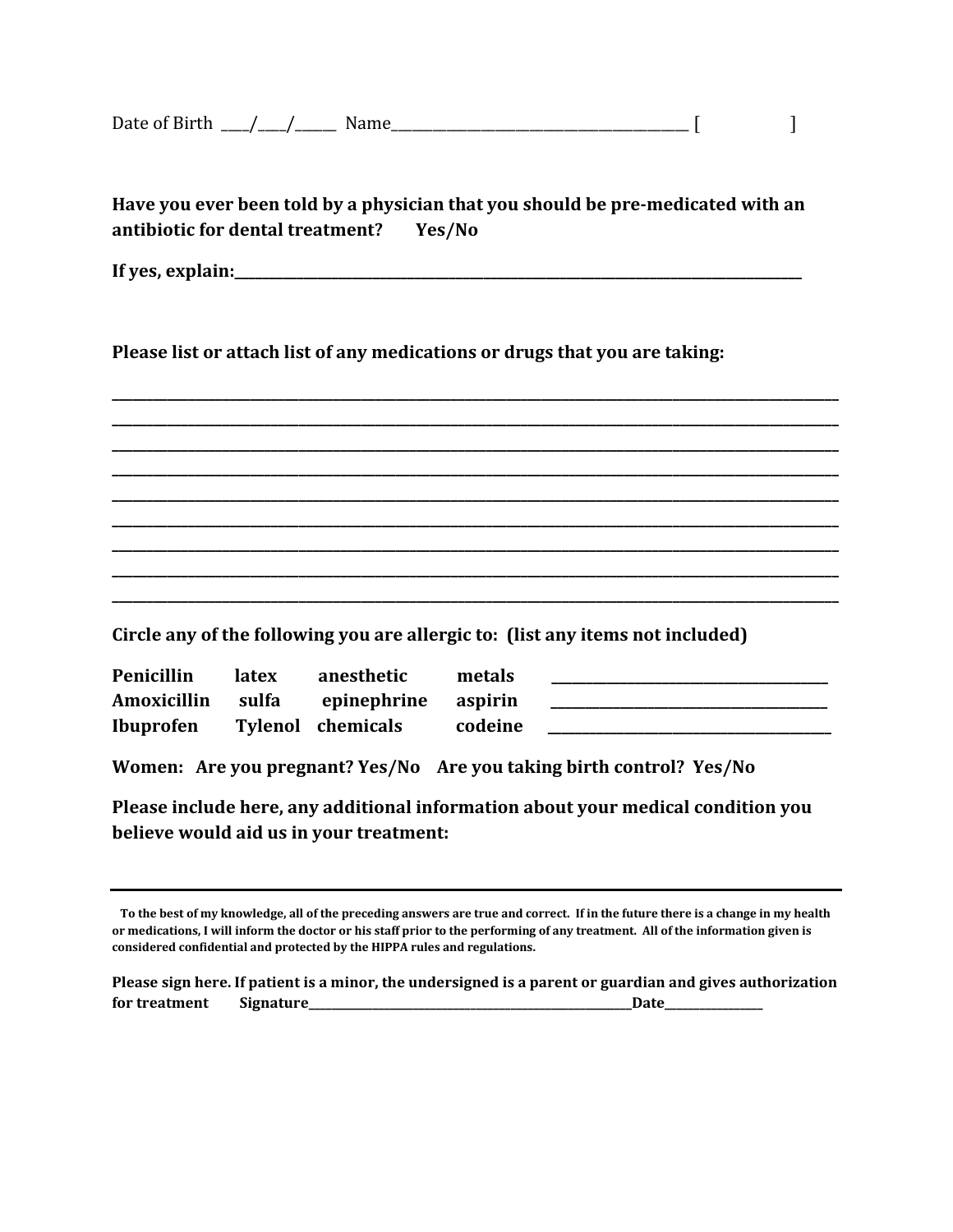Date of Birth \_\_\_\_/\_\_\_\_/\_\_\_\_\_\_ Name\_\_\_\_\_\_\_\_\_\_\_\_\_\_\_\_\_\_\_\_\_\_\_\_\_\_\_\_\_\_\_\_\_\_\_\_\_\_\_\_\_\_\_\_\_\_ [ ]

**Have you ever been told by a physician that you should be pre-medicated with an antibiotic for dental treatment? Yes/No**

**If yes, explain:\_\_\_\_\_\_\_\_\_\_\_\_\_\_\_\_\_\_\_\_\_\_\_\_\_\_\_\_\_\_\_\_\_\_\_\_\_\_\_\_\_\_\_\_\_\_\_\_\_\_\_\_\_\_\_\_\_\_\_\_\_\_\_\_\_\_\_\_\_\_\_\_\_\_\_\_\_\_\_\_\_\_\_\_**

**Please list or attach list of any medications or drugs that you are taking:**

\_\_\_\_\_\_\_\_\_\_\_\_\_\_\_\_\_\_\_\_\_\_\_\_\_\_\_\_\_\_\_\_\_\_\_\_\_\_\_\_\_\_\_\_\_\_\_\_\_\_\_\_\_\_\_\_\_\_\_\_\_\_\_\_\_\_\_\_\_\_\_\_\_\_\_\_\_\_\_\_\_\_\_\_\_\_\_\_\_\_\_\_\_\_\_\_\_\_\_\_\_\_\_\_\_\_\_\_

\_\_\_\_\_\_\_\_\_\_\_\_\_\_\_\_\_\_\_\_\_\_\_\_\_\_\_\_\_\_\_\_\_\_\_\_\_\_\_\_\_\_\_\_\_\_\_\_\_\_\_\_\_\_\_\_\_\_\_\_\_\_\_\_\_\_\_\_\_\_\_\_\_\_\_\_\_\_\_\_\_\_\_\_\_\_\_\_\_\_\_\_\_\_\_\_\_\_\_\_\_\_\_\_\_\_\_\_

\_\_\_\_\_\_\_\_\_\_\_\_\_\_\_\_\_\_\_\_\_\_\_\_\_\_\_\_\_\_\_\_\_\_\_\_\_\_\_\_\_\_\_\_\_\_\_\_\_\_\_\_\_\_\_\_\_\_\_\_\_\_\_\_\_\_\_\_\_\_\_\_\_\_\_\_\_\_\_\_\_\_\_\_\_\_\_\_\_\_\_\_\_\_\_\_\_\_\_\_\_\_\_\_\_\_\_\_

\_\_\_\_\_\_\_\_\_\_\_\_\_\_\_\_\_\_\_\_\_\_\_\_\_\_\_\_\_\_\_\_\_\_\_\_\_\_\_\_\_\_\_\_\_\_\_\_\_\_\_\_\_\_\_\_\_\_\_\_\_\_\_\_\_\_\_\_\_\_\_\_\_\_\_\_\_\_\_\_\_\_\_\_\_\_\_\_\_\_\_\_\_\_\_\_\_\_\_\_\_\_\_\_\_\_\_\_

\_\_\_\_\_\_\_\_\_\_\_\_\_\_\_\_\_\_\_\_\_\_\_\_\_\_\_\_\_\_\_\_\_\_\_\_\_\_\_\_\_\_\_\_\_\_\_\_\_\_\_\_\_\_\_\_\_\_\_\_\_\_\_\_\_\_\_\_\_\_\_\_\_\_\_\_\_\_\_\_\_\_\_\_\_\_\_\_\_\_\_\_\_\_\_\_\_\_\_\_\_\_\_\_\_\_\_\_

\_\_\_\_\_\_\_\_\_\_\_\_\_\_\_\_\_\_\_\_\_\_\_\_\_\_\_\_\_\_\_\_\_\_\_\_\_\_\_\_\_\_\_\_\_\_\_\_\_\_\_\_\_\_\_\_\_\_\_\_\_\_\_\_\_\_\_\_\_\_\_\_\_\_\_\_\_\_\_\_\_\_\_\_\_\_\_\_\_\_\_\_\_\_\_\_\_\_\_\_\_\_\_\_\_\_\_\_

\_\_\_\_\_\_\_\_\_\_\_\_\_\_\_\_\_\_\_\_\_\_\_\_\_\_\_\_\_\_\_\_\_\_\_\_\_\_\_\_\_\_\_\_\_\_\_\_\_\_\_\_\_\_\_\_\_\_\_\_\_\_\_\_\_\_\_\_\_\_\_\_\_\_\_\_\_\_\_\_\_\_\_\_\_\_\_\_\_\_\_\_\_\_\_\_\_\_\_\_\_\_\_\_\_\_\_\_

\_\_\_\_\_\_\_\_\_\_\_\_\_\_\_\_\_\_\_\_\_\_\_\_\_\_\_\_\_\_\_\_\_\_\_\_\_\_\_\_\_\_\_\_\_\_\_\_\_\_\_\_\_\_\_\_\_\_\_\_\_\_\_\_\_\_\_\_\_\_\_\_\_\_\_\_\_\_\_\_\_\_\_\_\_\_\_\_\_\_\_\_\_\_\_\_\_\_\_\_\_\_\_\_\_\_\_\_

\_\_\_\_\_\_\_\_\_\_\_\_\_\_\_\_\_\_\_\_\_\_\_\_\_\_\_\_\_\_\_\_\_\_\_\_\_\_\_\_\_\_\_\_\_\_\_\_\_\_\_\_\_\_\_\_\_\_\_\_\_\_\_\_\_\_\_\_\_\_\_\_\_\_\_\_\_\_\_\_\_\_\_\_\_\_\_\_\_\_\_\_\_\_\_\_\_\_\_\_\_\_\_\_\_\_\_\_

**Circle any of the following you are allergic to: (list any items not included)**

| | | | | |
|---|---|---|---|---|
| **Penicillin** | **latex** | **anesthetic** | **metals** | \_\_\_\_\_\_\_\_\_\_\_\_\_\_\_\_\_\_\_\_\_\_\_\_\_\_\_\_\_\_\_\_\_\_\_\_\_\_\_\_ |
| **Amoxicillin** | **sulfa** | **epinephrine** | **aspirin** | \_\_\_\_\_\_\_\_\_\_\_\_\_\_\_\_\_\_\_\_\_\_\_\_\_\_\_\_\_\_\_\_\_\_\_\_\_\_\_\_ |
| **Ibuprofen** | **Tylenol** | **chemicals** | **codeine** | \_\_\_\_\_\_\_\_\_\_\_\_\_\_\_\_\_\_\_\_\_\_\_\_\_\_\_\_\_\_\_\_\_\_\_\_\_\_\_\_ |

**Women: Are you pregnant? Yes/No Are you taking birth control? Yes/No**

**Please include here, any additional information about your medical condition you believe would aid us in your treatment:**

---

**To the best of my knowledge, all of the preceding answers are true and correct. If in the future there is a change in my health or medications, I will inform the doctor or his staff prior to the performing of any treatment. All of the information given is considered confidential and protected by the HIPPA rules and regulations.**

**Please sign here. If patient is a minor, the undersigned is a parent or guardian and gives authorization for treatment Signature\_\_\_\_\_\_\_\_\_\_\_\_\_\_\_\_\_\_\_\_\_\_\_\_\_\_\_\_\_\_\_\_\_\_\_\_\_\_\_\_\_\_\_\_\_\_\_\_\_\_\_\_\_\_\_\_\_Date\_\_\_\_\_\_\_\_\_\_\_\_\_\_\_\_\_\_**